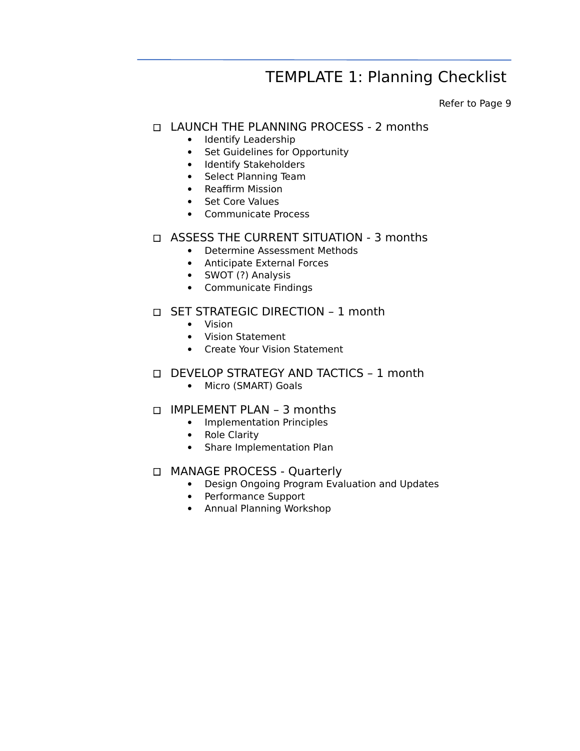# TEMPLATE 1: Planning Checklist

Refer to Page 9

- ☐ LAUNCH THE PLANNING PROCESS - 2 months
  - Identify Leadership
  - Set Guidelines for Opportunity
  - Identify Stakeholders
  - Select Planning Team
  - Reaffirm Mission
  - Set Core Values
  - Communicate Process

- ☐ ASSESS THE CURRENT SITUATION - 3 months
  - Determine Assessment Methods
  - Anticipate External Forces
  - SWOT (?) Analysis
  - Communicate Findings

- ☐ SET STRATEGIC DIRECTION – 1 month
  - Vision
  - Vision Statement
  - Create Your Vision Statement

- ☐ DEVELOP STRATEGY AND TACTICS – 1 month
  - Micro (SMART) Goals

- ☐ IMPLEMENT PLAN – 3 months
  - Implementation Principles
  - Role Clarity
  - Share Implementation Plan

- ☐ MANAGE PROCESS - Quarterly
  - Design Ongoing Program Evaluation and Updates
  - Performance Support
  - Annual Planning Workshop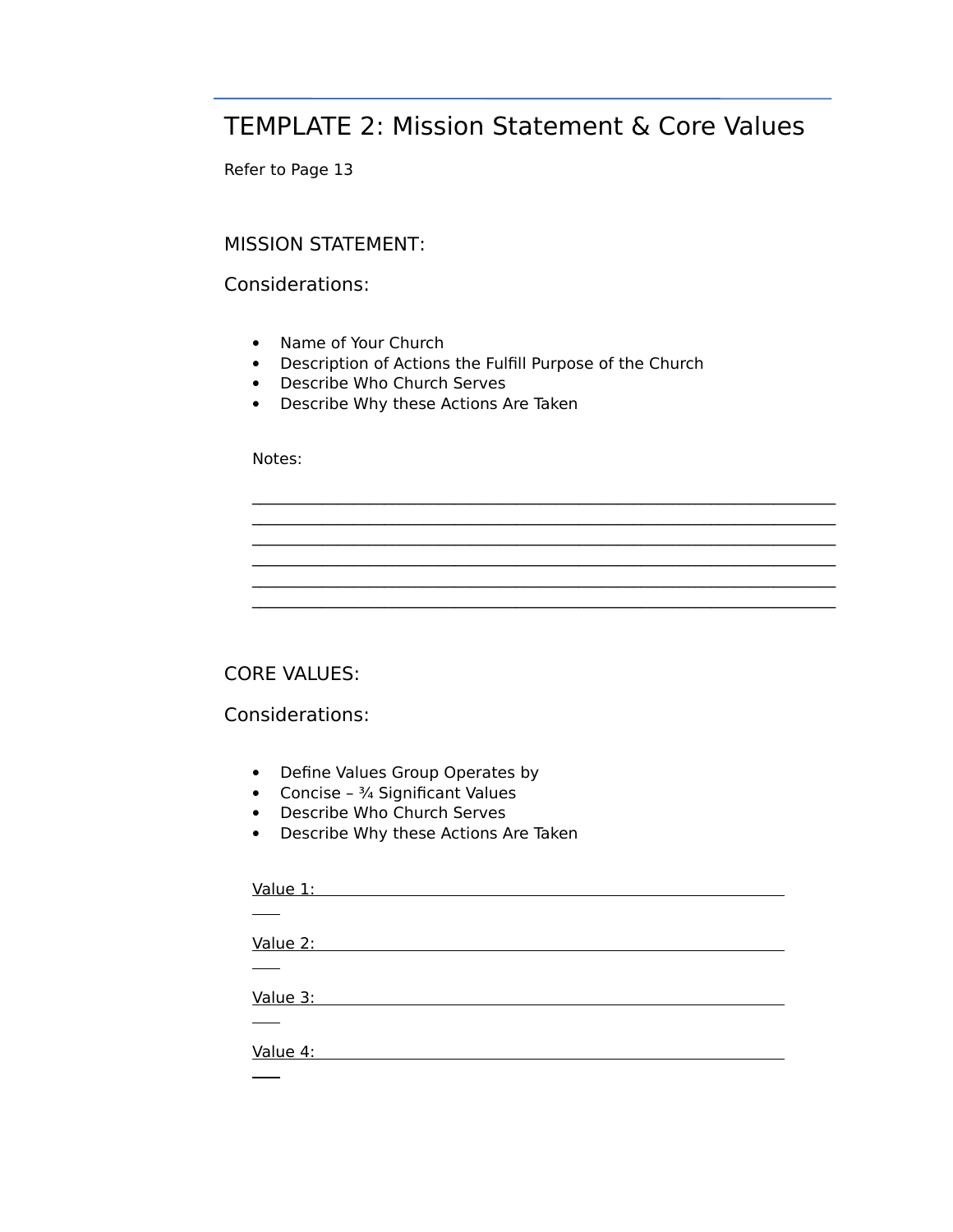# TEMPLATE 2: Mission Statement & Core Values

Refer to Page 13

## MISSION STATEMENT:

### Considerations:

- Name of Your Church
- Description of Actions the Fulfill Purpose of the Church
- Describe Who Church Serves
- Describe Why these Actions Are Taken

Notes:

______________________________________________________________________
______________________________________________________________________
______________________________________________________________________
______________________________________________________________________
______________________________________________________________________
______________________________________________________________________

## CORE VALUES:

### Considerations:

- Define Values Group Operates by
- Concise – ¾ Significant Values
- Describe Who Church Serves
- Describe Why these Actions Are Taken

Value 1: ____________________________________________________________

Value 2: ____________________________________________________________

Value 3: ____________________________________________________________

Value 4: ____________________________________________________________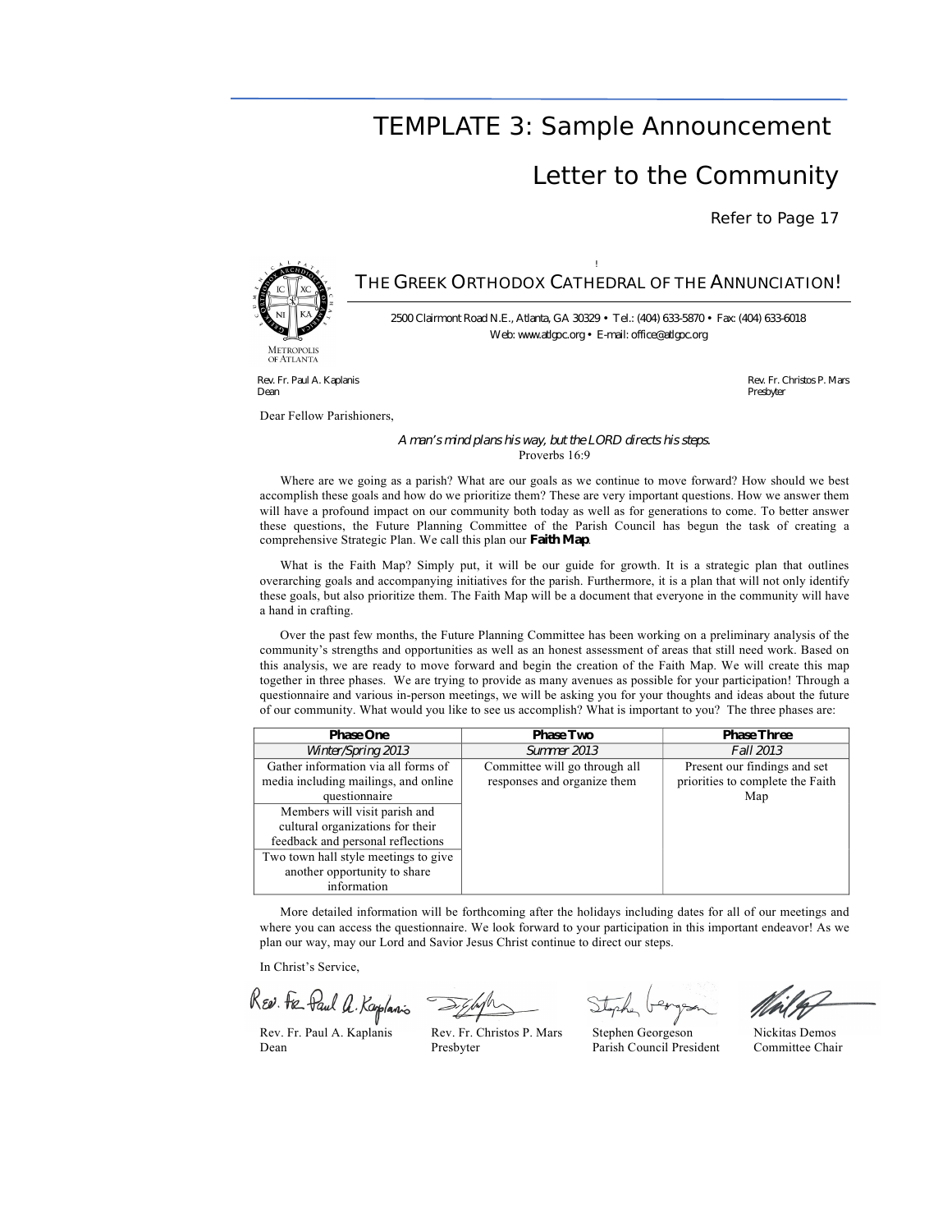# TEMPLATE 3: Sample Announcement Letter to the Community

Refer to Page 17

## THE GREEK ORTHODOX CATHEDRAL OF THE ANNUNCIATION

2500 Clairmont Road N.E., Atlanta, GA 30329 • Tel.: (404) 633-5870 • Fax: (404) 633-6018
Web: www.atlgoc.org • E-mail: office@atlgoc.org

METROPOLIS OF ATLANTA

Rev. Fr. Paul A. Kaplanis
Dean

Rev. Fr. Christos P. Mars
Presbyter

Dear Fellow Parishioners,

*A man's mind plans his way, but the LORD directs his steps.*
Proverbs 16:9

Where are we going as a parish? What are our goals as we continue to move forward? How should we best accomplish these goals and how do we prioritize them? These are very important questions. How we answer them will have a profound impact on our community both today as well as for generations to come. To better answer these questions, the Future Planning Committee of the Parish Council has begun the task of creating a comprehensive Strategic Plan. We call this plan our **Faith Map**.

What is the Faith Map? Simply put, it will be our guide for growth. It is a strategic plan that outlines overarching goals and accompanying initiatives for the parish. Furthermore, it is a plan that will not only identify these goals, but also prioritize them. The Faith Map will be a document that everyone in the community will have a hand in crafting.

Over the past few months, the Future Planning Committee has been working on a preliminary analysis of the community's strengths and opportunities as well as an honest assessment of areas that still need work. Based on this analysis, we are ready to move forward and begin the creation of the Faith Map. We will create this map together in three phases. We are trying to provide as many avenues as possible for your participation! Through a questionnaire and various in-person meetings, we will be asking you for your thoughts and ideas about the future of our community. What would you like to see us accomplish? What is important to you? The three phases are:

| Phase One | Phase Two | Phase Three |
|---|---|---|
| *Winter/Spring 2013* | *Summer 2013* | *Fall 2013* |
| Gather information via all forms of media including mailings, and online questionnaire | Committee will go through all responses and organize them | Present our findings and set priorities to complete the Faith Map |
| Members will visit parish and cultural organizations for their feedback and personal reflections | | |
| Two town hall style meetings to give another opportunity to share information | | |

More detailed information will be forthcoming after the holidays including dates for all of our meetings and where you can access the questionnaire. We look forward to your participation in this important endeavor! As we plan our way, may our Lord and Savior Jesus Christ continue to direct our steps.

In Christ's Service,

Rev. Fr. Paul A. Kaplanis
Dean

Rev. Fr. Christos P. Mars
Presbyter

Stephen Georgeson
Parish Council President

Nickitas Demos
Committee Chair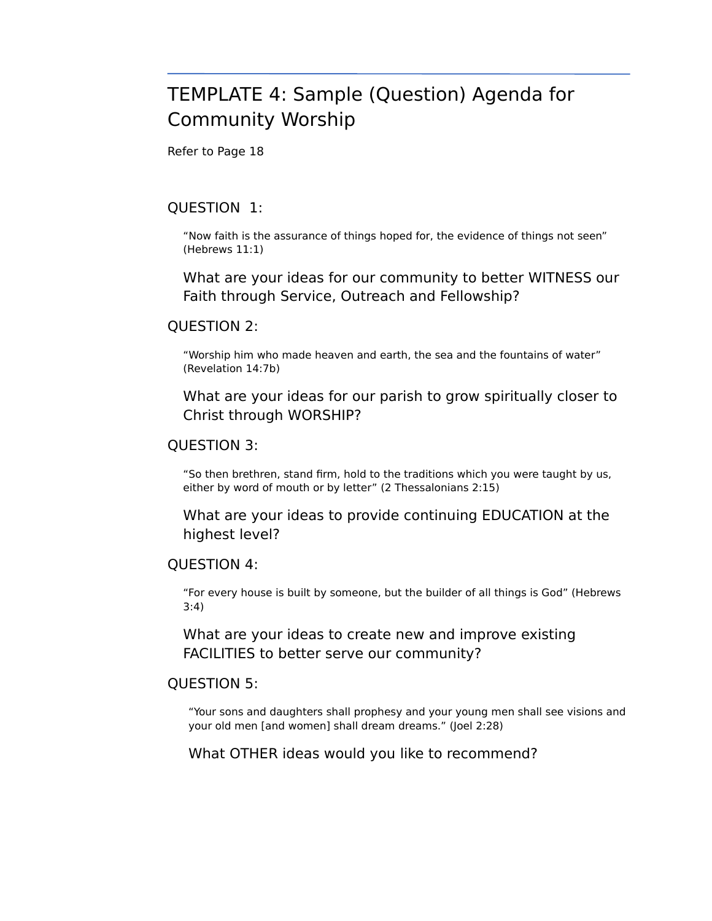# TEMPLATE 4: Sample (Question) Agenda for Community Worship

Refer to Page 18

## QUESTION 1:

“Now faith is the assurance of things hoped for, the evidence of things not seen” (Hebrews 11:1)

What are your ideas for our community to better WITNESS our Faith through Service, Outreach and Fellowship?

## QUESTION 2:

“Worship him who made heaven and earth, the sea and the fountains of water” (Revelation 14:7b)

What are your ideas for our parish to grow spiritually closer to Christ through WORSHIP?

## QUESTION 3:

“So then brethren, stand firm, hold to the traditions which you were taught by us, either by word of mouth or by letter” (2 Thessalonians 2:15)

What are your ideas to provide continuing EDUCATION at the highest level?

## QUESTION 4:

“For every house is built by someone, but the builder of all things is God” (Hebrews 3:4)

What are your ideas to create new and improve existing FACILITIES to better serve our community?

## QUESTION 5:

“Your sons and daughters shall prophesy and your young men shall see visions and your old men [and women] shall dream dreams.” (Joel 2:28)

What OTHER ideas would you like to recommend?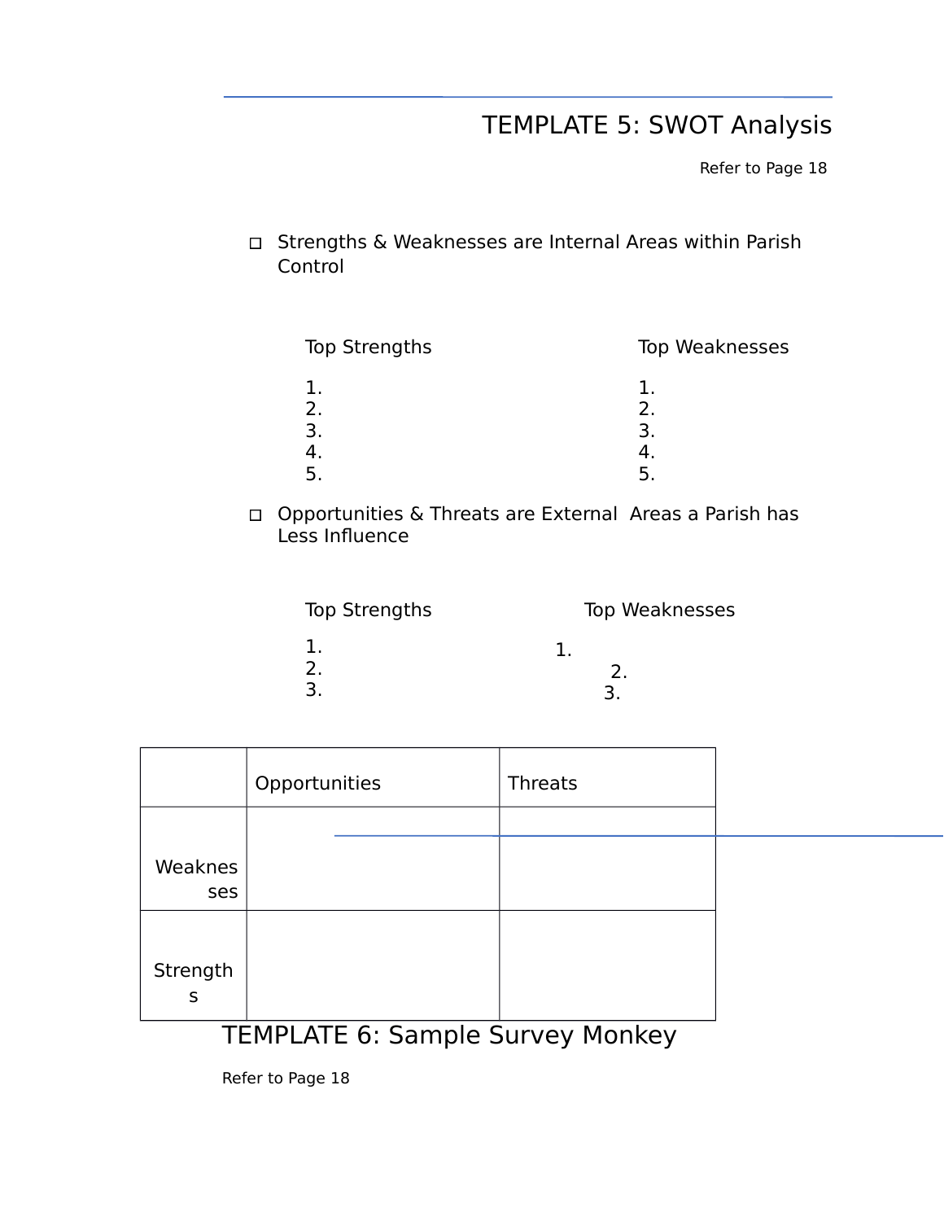# TEMPLATE 5: SWOT Analysis

Refer to Page 18

- Strengths & Weaknesses are Internal Areas within Parish Control

| Top Strengths | Top Weaknesses |
|---|---|
| 1. | 1. |
| 2. | 2. |
| 3. | 3. |
| 4. | 4. |
| 5. | 5. |

- Opportunities & Threats are External Areas a Parish has Less Influence

| Top Strengths | Top Weaknesses |
|---|---|
| 1. | 1. |
| 2. | 2. |
| 3. | 3. |

| | Opportunities | Threats |
|---|---|---|
| Weaknesses | | |
| Strengths | | |

# TEMPLATE 6: Sample Survey Monkey

Refer to Page 18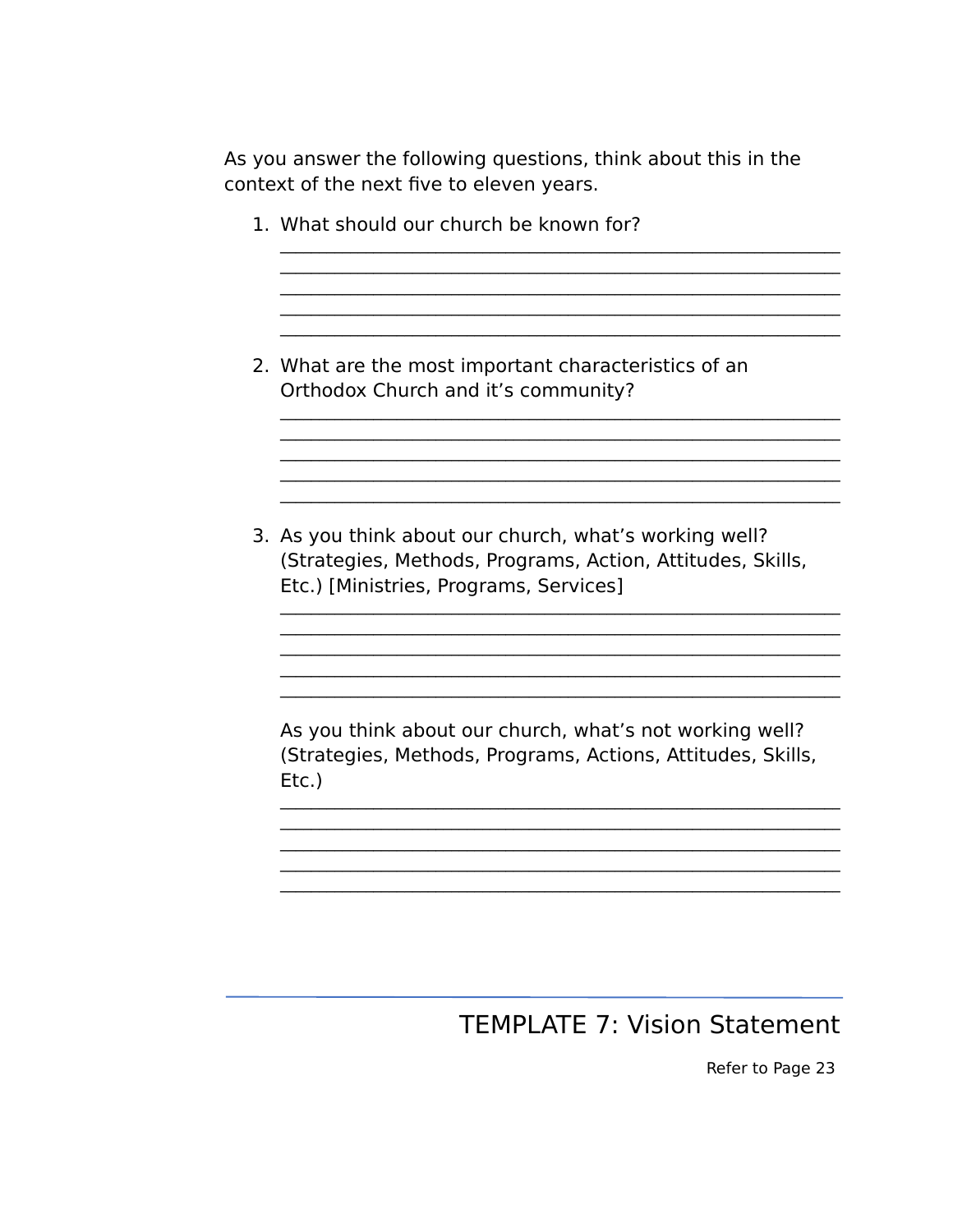As you answer the following questions, think about this in the context of the next five to eleven years.

1. What should our church be known for?
   ___________________________________________________________
   ___________________________________________________________
   ___________________________________________________________
   ___________________________________________________________
   ___________________________________________________________

2. What are the most important characteristics of an Orthodox Church and it's community?
   ___________________________________________________________
   ___________________________________________________________
   ___________________________________________________________
   ___________________________________________________________
   ___________________________________________________________

3. As you think about our church, what's working well? (Strategies, Methods, Programs, Action, Attitudes, Skills, Etc.) [Ministries, Programs, Services]
   ___________________________________________________________
   ___________________________________________________________
   ___________________________________________________________
   ___________________________________________________________
   ___________________________________________________________

   As you think about our church, what's not working well? (Strategies, Methods, Programs, Actions, Attitudes, Skills, Etc.)
   ___________________________________________________________
   ___________________________________________________________
   ___________________________________________________________
   ___________________________________________________________
   ___________________________________________________________

TEMPLATE 7: Vision Statement

Refer to Page 23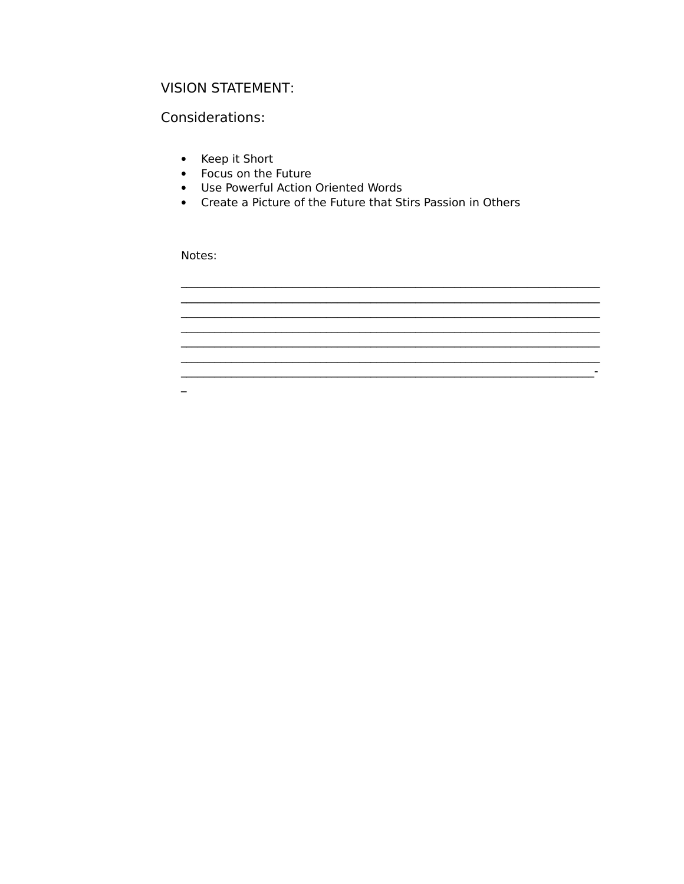VISION STATEMENT:

Considerations:

- Keep it Short
- Focus on the Future
- Use Powerful Action Oriented Words
- Create a Picture of the Future that Stirs Passion in Others

Notes:

___________________________________________________________________________
___________________________________________________________________________
___________________________________________________________________________
___________________________________________________________________________
___________________________________________________________________________
___________________________________________________________________________
__________________________________________________________________________-
_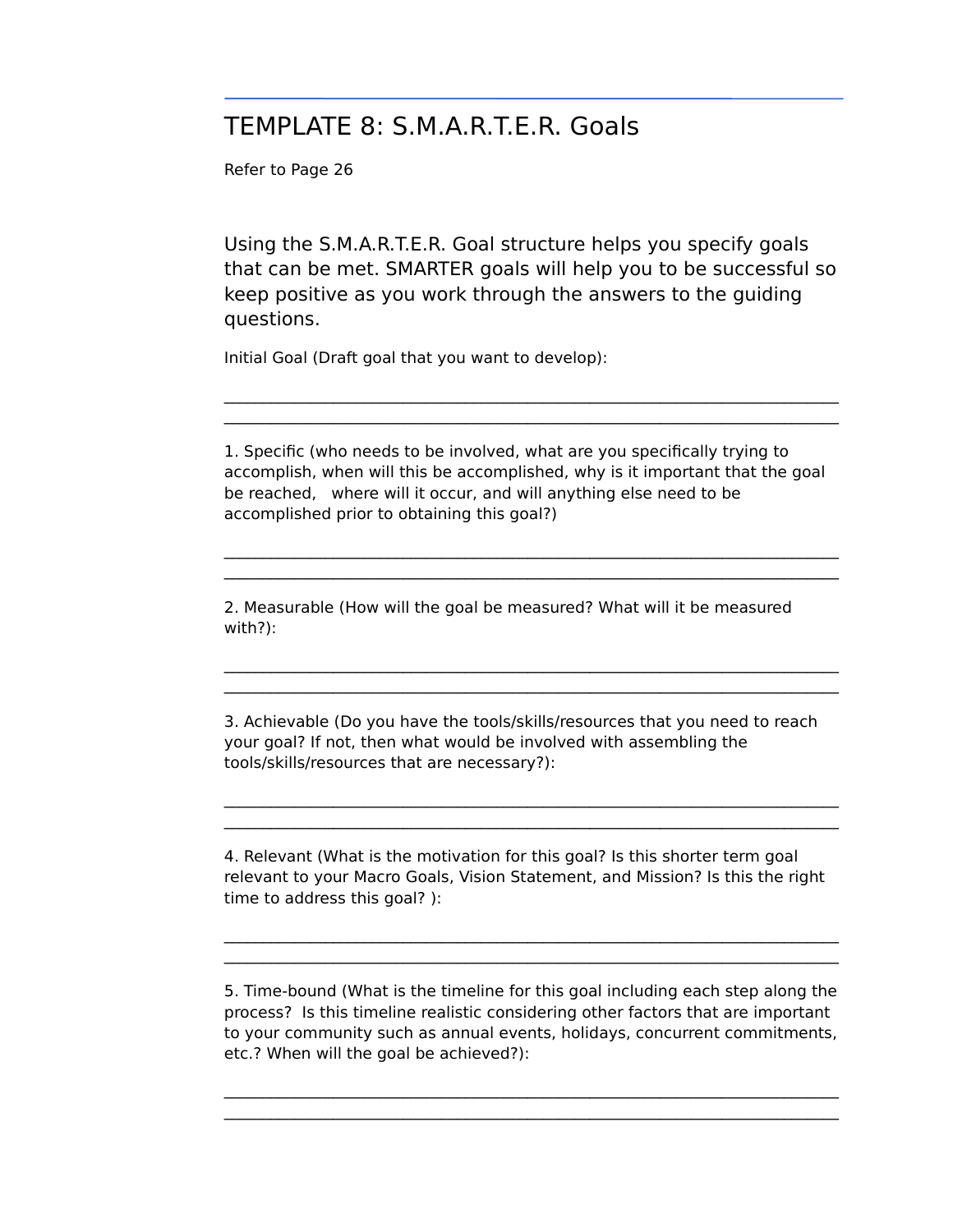# TEMPLATE 8: S.M.A.R.T.E.R. Goals

Refer to Page 26

Using the S.M.A.R.T.E.R. Goal structure helps you specify goals that can be met. SMARTER goals will help you to be successful so keep positive as you work through the answers to the guiding questions.

Initial Goal (Draft goal that you want to develop):

______________________________________________________________________
______________________________________________________________________

1. Specific (who needs to be involved, what are you specifically trying to accomplish, when will this be accomplished, why is it important that the goal be reached, where will it occur, and will anything else need to be accomplished prior to obtaining this goal?)

______________________________________________________________________
______________________________________________________________________

2. Measurable (How will the goal be measured? What will it be measured with?):

______________________________________________________________________
______________________________________________________________________

3. Achievable (Do you have the tools/skills/resources that you need to reach your goal? If not, then what would be involved with assembling the tools/skills/resources that are necessary?):

______________________________________________________________________
______________________________________________________________________

4. Relevant (What is the motivation for this goal? Is this shorter term goal relevant to your Macro Goals, Vision Statement, and Mission? Is this the right time to address this goal? ):

______________________________________________________________________
______________________________________________________________________

5. Time-bound (What is the timeline for this goal including each step along the process? Is this timeline realistic considering other factors that are important to your community such as annual events, holidays, concurrent commitments, etc.? When will the goal be achieved?):

______________________________________________________________________
______________________________________________________________________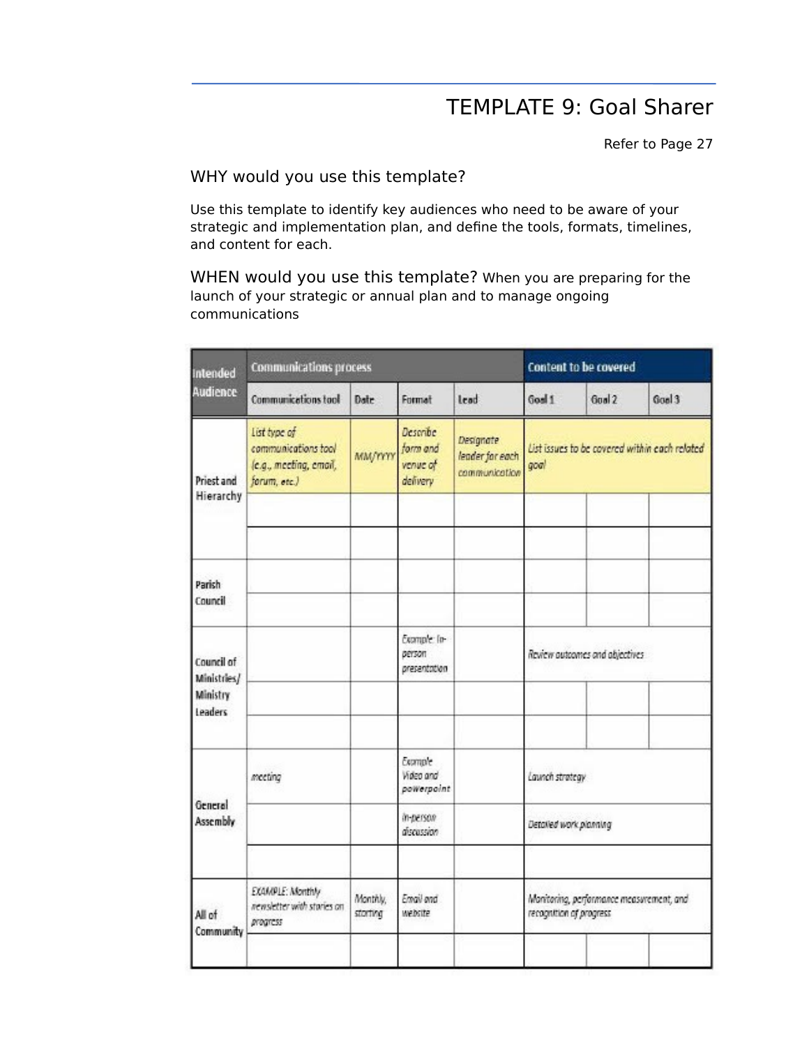# TEMPLATE 9: Goal Sharer

Refer to Page 27

## WHY would you use this template?

Use this template to identify key audiences who need to be aware of your strategic and implementation plan, and define the tools, formats, timelines, and content for each.

## WHEN would you use this template?

When you are preparing for the launch of your strategic or annual plan and to manage ongoing communications

| Intended Audience | Communications process | | | | Content to be covered | | |
|---|---|---|---|---|---|---|---|
| | Communications tool | Date | Format | Lead | Goal 1 | Goal 2 | Goal 3 |
| Priest and Hierarchy | *List type of communications tool (e.g., meeting, email, forum, etc.)* | *MM/YYYY* | *Describe form and venue of delivery* | *Designate leader for each communication* | *List issues to be covered within each related goal* | | |
| | | | | | | | |
| | | | | | | | |
| Parish Council | | | | | | | |
| | | | | | | | |
| Council of Ministries/ Ministry Leaders | | | *Example: In-person presentation* | | *Review outcomes and objectives* | | |
| | | | | | | | |
| | | | | | | | |
| General Assembly | *meeting* | | *Example Video and powerpoint* | | *Launch strategy* | | |
| | | | *In-person discussion* | | *Detailed work planning* | | |
| | | | | | | | |
| All of Community | *EXAMPLE: Monthly newsletter with stories on progress* | *Monthly, starting* | *Email and website* | | *Monitoring, performance measurement, and recognition of progress* | | |
| | | | | | | | |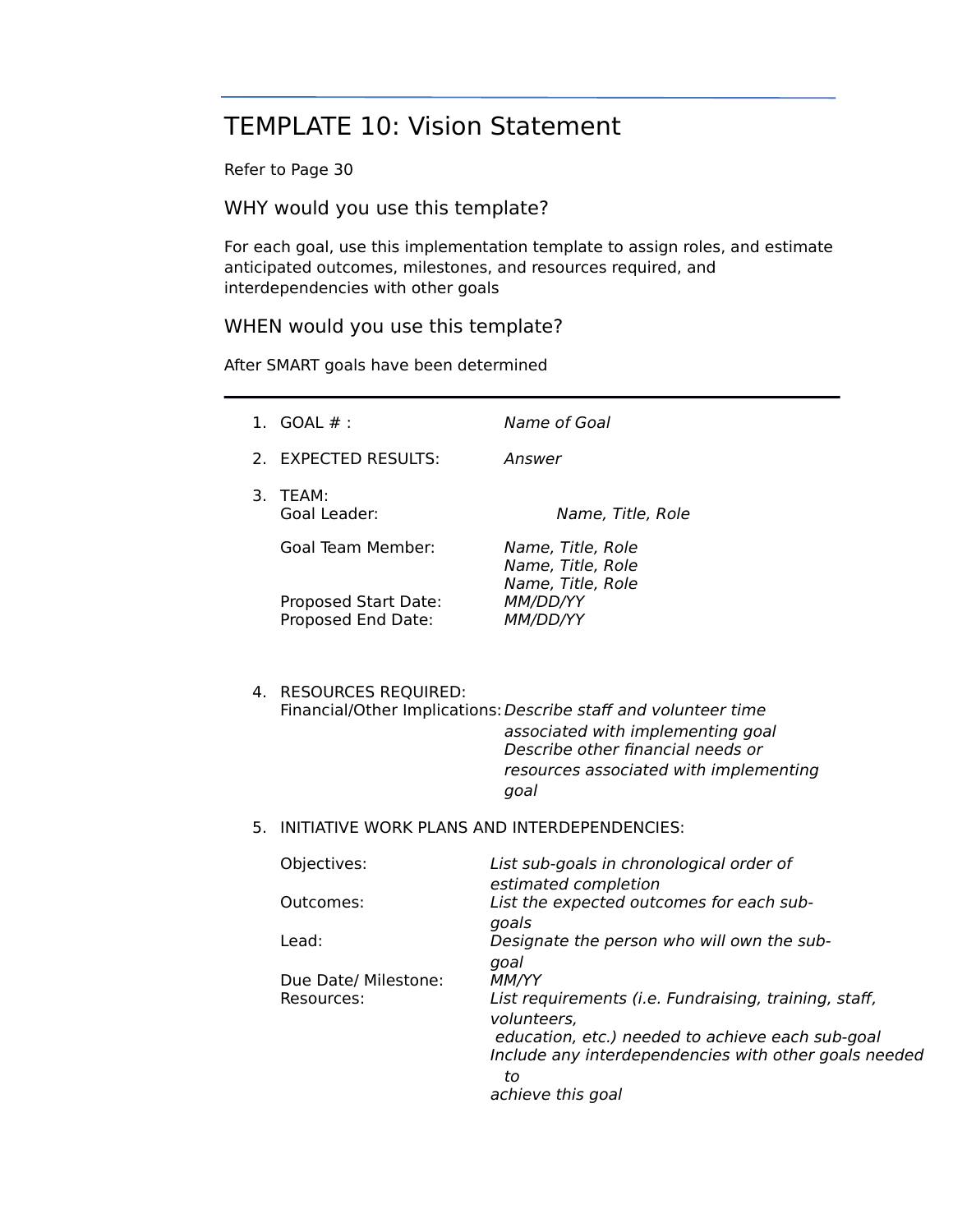# TEMPLATE 10: Vision Statement

Refer to Page 30

## WHY would you use this template?

For each goal, use this implementation template to assign roles, and estimate anticipated outcomes, milestones, and resources required, and interdependencies with other goals

## WHEN would you use this template?

After SMART goals have been determined

---

1. GOAL # : *Name of Goal*

2. EXPECTED RESULTS: *Answer*

3. TEAM:
   Goal Leader: *Name, Title, Role*

   Goal Team Member: *Name, Title, Role*
   *Name, Title, Role*
   *Name, Title, Role*

   Proposed Start Date: *MM/DD/YY*
   Proposed End Date: *MM/DD/YY*

4. RESOURCES REQUIRED:
   Financial/Other Implications: *Describe staff and volunteer time associated with implementing goal*
   *Describe other financial needs or resources associated with implementing goal*

5. INITIATIVE WORK PLANS AND INTERDEPENDENCIES:

   Objectives: *List sub-goals in chronological order of estimated completion*
   Outcomes: *List the expected outcomes for each sub-goals*
   Lead: *Designate the person who will own the sub-goal*
   Due Date/ Milestone: *MM/YY*
   Resources: *List requirements (i.e. Fundraising, training, staff, volunteers, education, etc.) needed to achieve each sub-goal*
   *Include any interdependencies with other goals needed to achieve this goal*